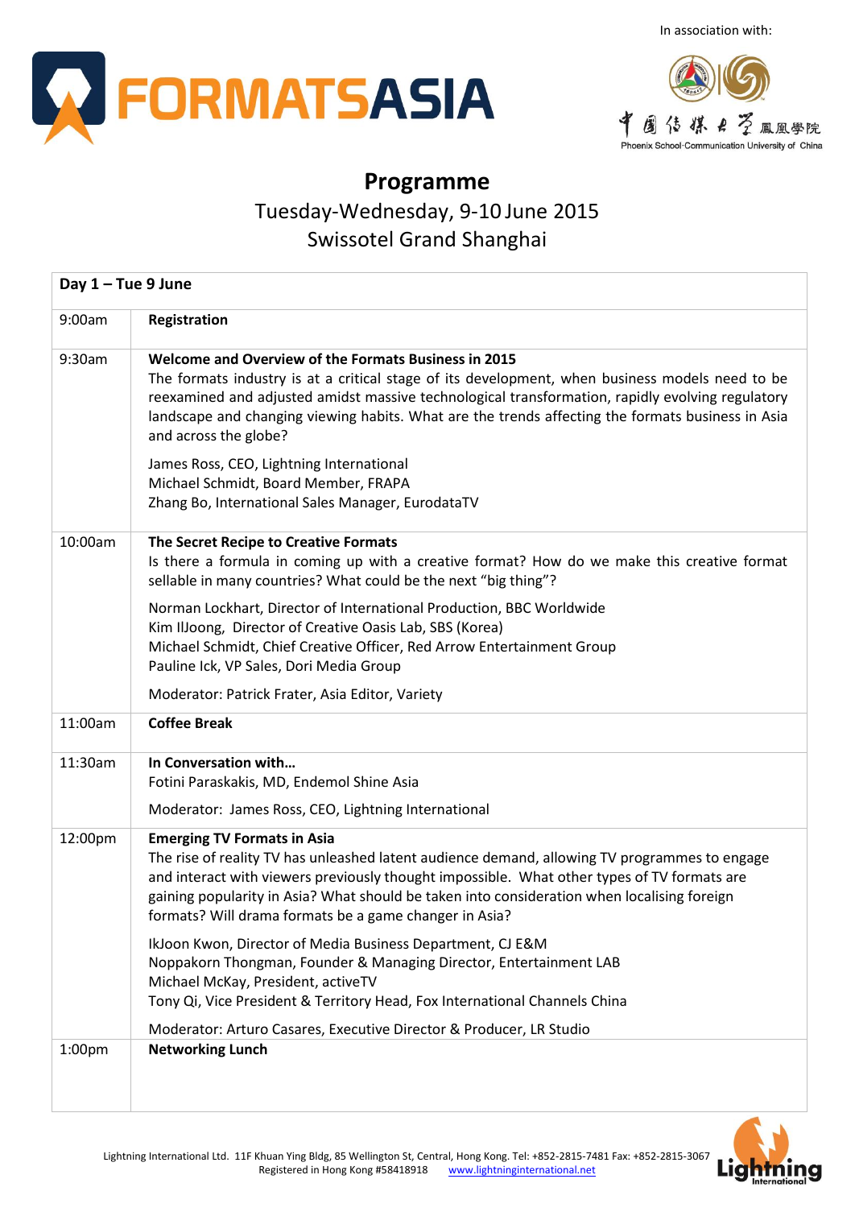In association with:

# FORMATSASIA

中国传媒大学 鳳凰學院
Phoenix School·Communication University of China

## Programme

Tuesday-Wednesday, 9-10 June 2015

Swissotel Grand Shanghai

| Day 1 – Tue 9 June | |
|---|---|
| 9:00am | **Registration** |
| 9:30am | **Welcome and Overview of the Formats Business in 2015**<br>The formats industry is at a critical stage of its development, when business models need to be reexamined and adjusted amidst massive technological transformation, rapidly evolving regulatory landscape and changing viewing habits. What are the trends affecting the formats business in Asia and across the globe?<br><br>James Ross, CEO, Lightning International<br>Michael Schmidt, Board Member, FRAPA<br>Zhang Bo, International Sales Manager, EurodataTV |
| 10:00am | **The Secret Recipe to Creative Formats**<br>Is there a formula in coming up with a creative format? How do we make this creative format sellable in many countries? What could be the next "big thing"?<br><br>Norman Lockhart, Director of International Production, BBC Worldwide<br>Kim IlJoong, Director of Creative Oasis Lab, SBS (Korea)<br>Michael Schmidt, Chief Creative Officer, Red Arrow Entertainment Group<br>Pauline Ick, VP Sales, Dori Media Group<br><br>Moderator: Patrick Frater, Asia Editor, Variety |
| 11:00am | **Coffee Break** |
| 11:30am | **In Conversation with…**<br>Fotini Paraskakis, MD, Endemol Shine Asia<br><br>Moderator: James Ross, CEO, Lightning International |
| 12:00pm | **Emerging TV Formats in Asia**<br>The rise of reality TV has unleashed latent audience demand, allowing TV programmes to engage and interact with viewers previously thought impossible. What other types of TV formats are gaining popularity in Asia? What should be taken into consideration when localising foreign formats? Will drama formats be a game changer in Asia?<br><br>IkJoon Kwon, Director of Media Business Department, CJ E&M<br>Noppakorn Thongman, Founder & Managing Director, Entertainment LAB<br>Michael McKay, President, activeTV<br>Tony Qi, Vice President & Territory Head, Fox International Channels China<br><br>Moderator: Arturo Casares, Executive Director & Producer, LR Studio |
| 1:00pm | **Networking Lunch** |

Lightning International Ltd. 11F Khuan Ying Bldg, 85 Wellington St, Central, Hong Kong. Tel: +852-2815-7481 Fax: +852-2815-3067
Registered in Hong Kong #58418918 www.lightninginternational.net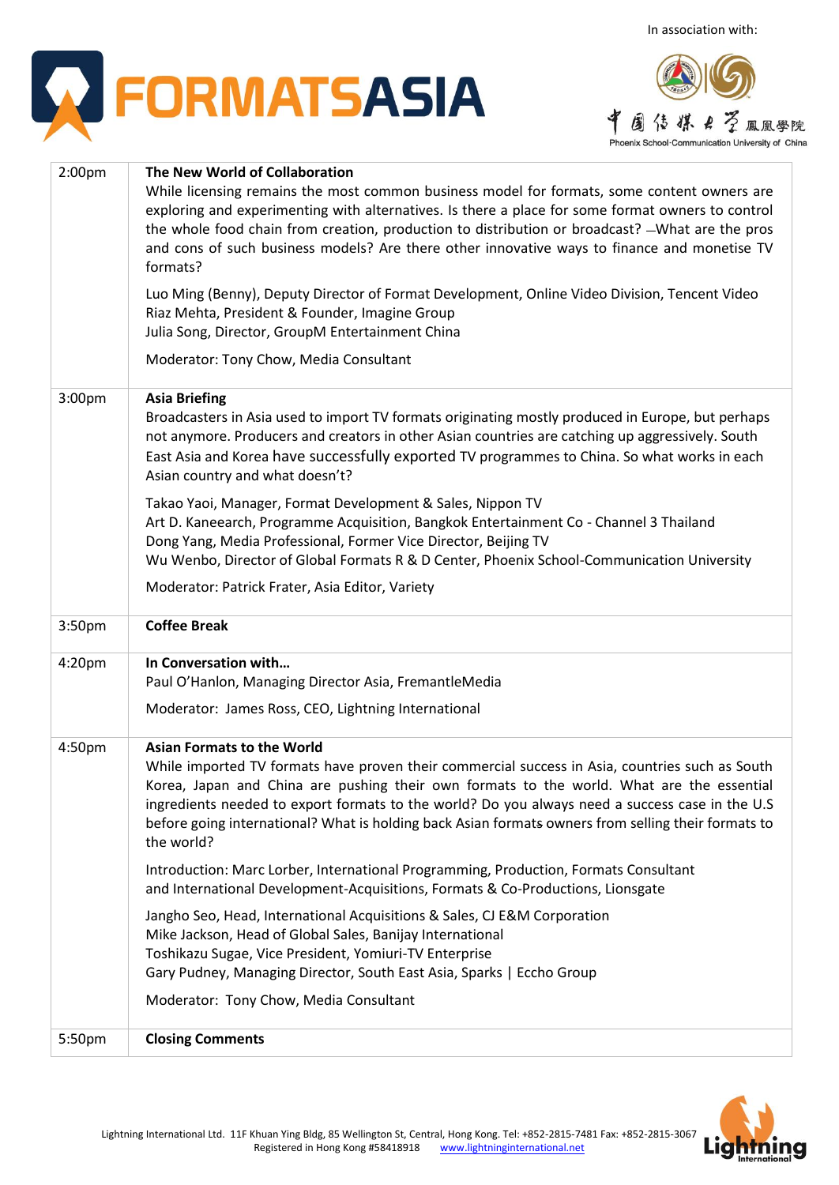In association with:

# FORMATSASIA

中国传媒大学 鳳凰學院
Phoenix School-Communication University of China

| | |
|---|---|
| 2:00pm | **The New World of Collaboration**<br>While licensing remains the most common business model for formats, some content owners are exploring and experimenting with alternatives. Is there a place for some format owners to control the whole food chain from creation, production to distribution or broadcast? –What are the pros and cons of such business models? Are there other innovative ways to finance and monetise TV formats?<br><br>Luo Ming (Benny), Deputy Director of Format Development, Online Video Division, Tencent Video<br>Riaz Mehta, President & Founder, Imagine Group<br>Julia Song, Director, GroupM Entertainment China<br><br>Moderator: Tony Chow, Media Consultant |
| 3:00pm | **Asia Briefing**<br>Broadcasters in Asia used to import TV formats originating mostly produced in Europe, but perhaps not anymore. Producers and creators in other Asian countries are catching up aggressively. South East Asia and Korea have successfully exported TV programmes to China. So what works in each Asian country and what doesn't?<br><br>Takao Yaoi, Manager, Format Development & Sales, Nippon TV<br>Art D. Kaneearch, Programme Acquisition, Bangkok Entertainment Co - Channel 3 Thailand<br>Dong Yang, Media Professional, Former Vice Director, Beijing TV<br>Wu Wenbo, Director of Global Formats R & D Center, Phoenix School-Communication University<br><br>Moderator: Patrick Frater, Asia Editor, Variety |
| 3:50pm | **Coffee Break** |
| 4:20pm | **In Conversation with…**<br>Paul O'Hanlon, Managing Director Asia, FremantleMedia<br><br>Moderator: James Ross, CEO, Lightning International |
| 4:50pm | **Asian Formats to the World**<br>While imported TV formats have proven their commercial success in Asia, countries such as South Korea, Japan and China are pushing their own formats to the world. What are the essential ingredients needed to export formats to the world? Do you always need a success case in the U.S before going international? What is holding back Asian formats owners from selling their formats to the world?<br><br>Introduction: Marc Lorber, International Programming, Production, Formats Consultant and International Development-Acquisitions, Formats & Co-Productions, Lionsgate<br><br>Jangho Seo, Head, International Acquisitions & Sales, CJ E&M Corporation<br>Mike Jackson, Head of Global Sales, Banijay International<br>Toshikazu Sugae, Vice President, Yomiuri-TV Enterprise<br>Gary Pudney, Managing Director, South East Asia, Sparks \| Eccho Group<br><br>Moderator: Tony Chow, Media Consultant |
| 5:50pm | **Closing Comments** |

Lightning International Ltd. 11F Khuan Ying Bldg, 85 Wellington St, Central, Hong Kong. Tel: +852-2815-7481 Fax: +852-2815-3067
Registered in Hong Kong #58418918 www.lightninginternational.net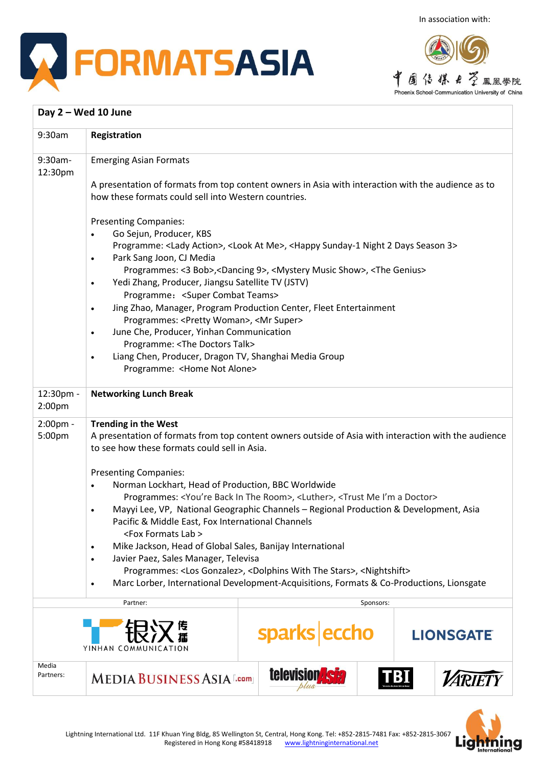In association with:

FORMATSASIA

中国传媒大学 鳳凰學院
Phoenix School·Communication University of China

| Day 2 – Wed 10 June | |
|---|---|
| 9:30am | **Registration** |
| 9:30am-12:30pm | Emerging Asian Formats<br><br>A presentation of formats from top content owners in Asia with interaction with the audience as to how these formats could sell into Western countries.<br><br>Presenting Companies:<br>• Go Sejun, Producer, KBS<br>Programme: <Lady Action>, <Look At Me>, <Happy Sunday-1 Night 2 Days Season 3><br>• Park Sang Joon, CJ Media<br>Programmes: <3 Bob>,<Dancing 9>, <Mystery Music Show>, <The Genius><br>• Yedi Zhang, Producer, Jiangsu Satellite TV (JSTV)<br>Programme：<Super Combat Teams><br>• Jing Zhao, Manager, Program Production Center, Fleet Entertainment<br>Programmes: <Pretty Woman>, <Mr Super><br>• June Che, Producer, Yinhan Communication<br>Programme: <The Doctors Talk><br>• Liang Chen, Producer, Dragon TV, Shanghai Media Group<br>Programme: <Home Not Alone> |
| 12:30pm - 2:00pm | **Networking Lunch Break** |
| 2:00pm - 5:00pm | **Trending in the West**<br>A presentation of formats from top content owners outside of Asia with interaction with the audience to see how these formats could sell in Asia.<br><br>Presenting Companies:<br>• Norman Lockhart, Head of Production, BBC Worldwide<br>Programmes: <You're Back In The Room>, <Luther>, <Trust Me I'm a Doctor><br>• Mayyi Lee, VP, National Geographic Channels – Regional Production & Development, Asia Pacific & Middle East, Fox International Channels<br><Fox Formats Lab ><br>• Mike Jackson, Head of Global Sales, Banijay International<br>• Javier Paez, Sales Manager, Televisa<br>Programmes: <Los Gonzalez>, <Dolphins With The Stars>, <Nightshift><br>• Marc Lorber, International Development-Acquisitions, Formats & Co-Productions, Lionsgate |

Partner: 银汉传播 YINHAN COMMUNICATION

Sponsors: sparks|eccho, LIONSGATE

Media Partners: MEDIA BUSINESS ASIA .com, televisionAsia plus, TBI, VARIETY

Lightning International Ltd. 11F Khuan Ying Bldg, 85 Wellington St, Central, Hong Kong. Tel: +852-2815-7481 Fax: +852-2815-3067
Registered in Hong Kong #58418918 www.lightninginternational.net

Lightning International